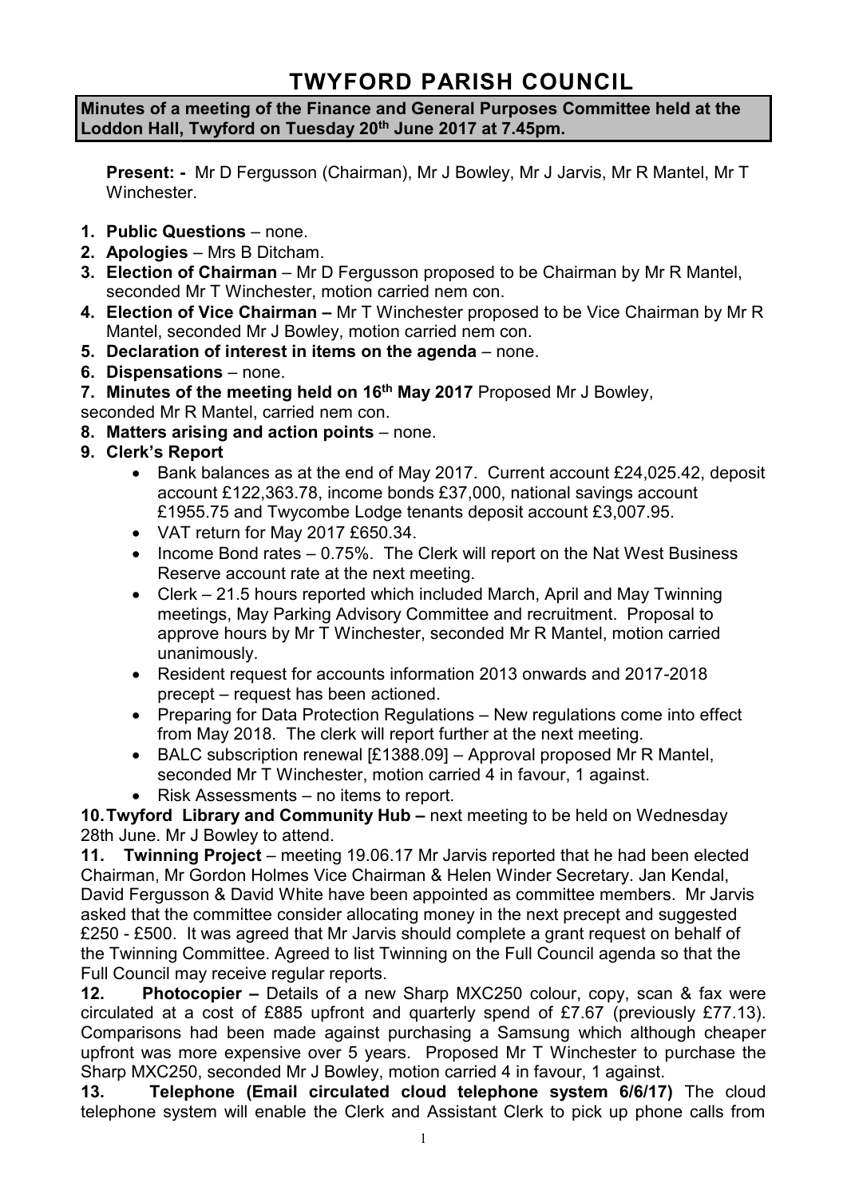# TWYFORD PARISH COUNCIL

**Minutes of a meeting of the Finance and General Purposes Committee held at the Loddon Hall, Twyford on Tuesday 20th June 2017 at 7.45pm.**

**Present: -** Mr D Fergusson (Chairman), Mr J Bowley, Mr J Jarvis, Mr R Mantel, Mr T Winchester.

1. **Public Questions** – none.
2. **Apologies** – Mrs B Ditcham.
3. **Election of Chairman** – Mr D Fergusson proposed to be Chairman by Mr R Mantel, seconded Mr T Winchester, motion carried nem con.
4. **Election of Vice Chairman –** Mr T Winchester proposed to be Vice Chairman by Mr R Mantel, seconded Mr J Bowley, motion carried nem con.
5. **Declaration of interest in items on the agenda** – none.
6. **Dispensations** – none.
7. **Minutes of the meeting held on 16th May 2017** Proposed Mr J Bowley, seconded Mr R Mantel, carried nem con.
8. **Matters arising and action points** – none.
9. **Clerk's Report**
   - Bank balances as at the end of May 2017. Current account £24,025.42, deposit account £122,363.78, income bonds £37,000, national savings account £1955.75 and Twycombe Lodge tenants deposit account £3,007.95.
   - VAT return for May 2017 £650.34.
   - Income Bond rates – 0.75%. The Clerk will report on the Nat West Business Reserve account rate at the next meeting.
   - Clerk – 21.5 hours reported which included March, April and May Twinning meetings, May Parking Advisory Committee and recruitment. Proposal to approve hours by Mr T Winchester, seconded Mr R Mantel, motion carried unanimously.
   - Resident request for accounts information 2013 onwards and 2017-2018 precept – request has been actioned.
   - Preparing for Data Protection Regulations – New regulations come into effect from May 2018. The clerk will report further at the next meeting.
   - BALC subscription renewal [£1388.09] – Approval proposed Mr R Mantel, seconded Mr T Winchester, motion carried 4 in favour, 1 against.
   - Risk Assessments – no items to report.

**10. Twyford Library and Community Hub –** next meeting to be held on Wednesday 28th June. Mr J Bowley to attend.

**11. Twinning Project** – meeting 19.06.17 Mr Jarvis reported that he had been elected Chairman, Mr Gordon Holmes Vice Chairman & Helen Winder Secretary. Jan Kendal, David Fergusson & David White have been appointed as committee members. Mr Jarvis asked that the committee consider allocating money in the next precept and suggested £250 - £500. It was agreed that Mr Jarvis should complete a grant request on behalf of the Twinning Committee. Agreed to list Twinning on the Full Council agenda so that the Full Council may receive regular reports.

**12. Photocopier –** Details of a new Sharp MXC250 colour, copy, scan & fax were circulated at a cost of £885 upfront and quarterly spend of £7.67 (previously £77.13). Comparisons had been made against purchasing a Samsung which although cheaper upfront was more expensive over 5 years. Proposed Mr T Winchester to purchase the Sharp MXC250, seconded Mr J Bowley, motion carried 4 in favour, 1 against.

**13. Telephone (Email circulated cloud telephone system 6/6/17)** The cloud telephone system will enable the Clerk and Assistant Clerk to pick up phone calls from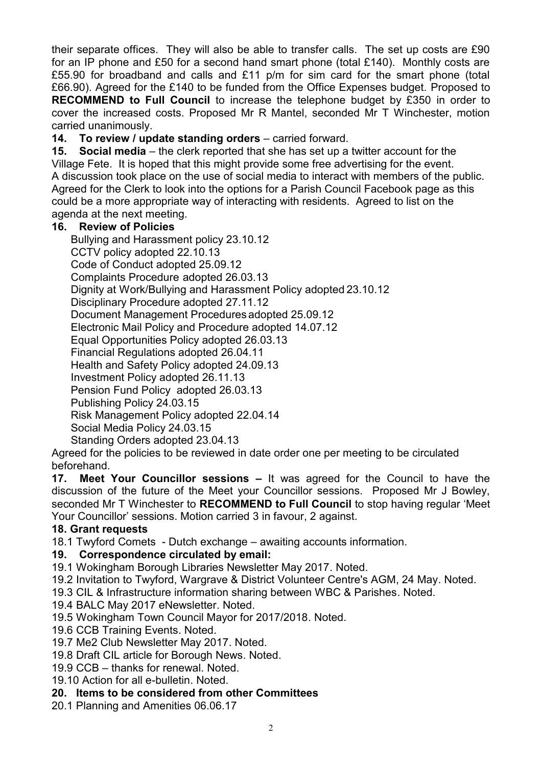their separate offices. They will also be able to transfer calls. The set up costs are £90 for an IP phone and £50 for a second hand smart phone (total £140). Monthly costs are £55.90 for broadband and calls and £11 p/m for sim card for the smart phone (total £66.90). Agreed for the £140 to be funded from the Office Expenses budget. Proposed to **RECOMMEND to Full Council** to increase the telephone budget by £350 in order to cover the increased costs. Proposed Mr R Mantel, seconded Mr T Winchester, motion carried unanimously.

**14. To review / update standing orders** – carried forward.

**15. Social media** – the clerk reported that she has set up a twitter account for the Village Fete. It is hoped that this might provide some free advertising for the event. A discussion took place on the use of social media to interact with members of the public. Agreed for the Clerk to look into the options for a Parish Council Facebook page as this could be a more appropriate way of interacting with residents. Agreed to list on the agenda at the next meeting.

**16. Review of Policies**

Bullying and Harassment policy 23.10.12
CCTV policy adopted 22.10.13
Code of Conduct adopted 25.09.12
Complaints Procedure adopted 26.03.13
Dignity at Work/Bullying and Harassment Policy adopted 23.10.12
Disciplinary Procedure adopted 27.11.12
Document Management Procedures adopted 25.09.12
Electronic Mail Policy and Procedure adopted 14.07.12
Equal Opportunities Policy adopted 26.03.13
Financial Regulations adopted 26.04.11
Health and Safety Policy adopted 24.09.13
Investment Policy adopted 26.11.13
Pension Fund Policy adopted 26.03.13
Publishing Policy 24.03.15
Risk Management Policy adopted 22.04.14
Social Media Policy 24.03.15
Standing Orders adopted 23.04.13

Agreed for the policies to be reviewed in date order one per meeting to be circulated beforehand.

**17. Meet Your Councillor sessions –** It was agreed for the Council to have the discussion of the future of the Meet your Councillor sessions. Proposed Mr J Bowley, seconded Mr T Winchester to **RECOMMEND to Full Council** to stop having regular 'Meet Your Councillor' sessions. Motion carried 3 in favour, 2 against.

**18. Grant requests**

18.1 Twyford Comets - Dutch exchange – awaiting accounts information.

**19. Correspondence circulated by email:**

19.1 Wokingham Borough Libraries Newsletter May 2017. Noted.
19.2 Invitation to Twyford, Wargrave & District Volunteer Centre's AGM, 24 May. Noted.
19.3 CIL & Infrastructure information sharing between WBC & Parishes. Noted.
19.4 BALC May 2017 eNewsletter. Noted.
19.5 Wokingham Town Council Mayor for 2017/2018. Noted.
19.6 CCB Training Events. Noted.
19.7 Me2 Club Newsletter May 2017. Noted.
19.8 Draft CIL article for Borough News. Noted.
19.9 CCB – thanks for renewal. Noted.
19.10 Action for all e-bulletin. Noted.

**20. Items to be considered from other Committees**

20.1 Planning and Amenities 06.06.17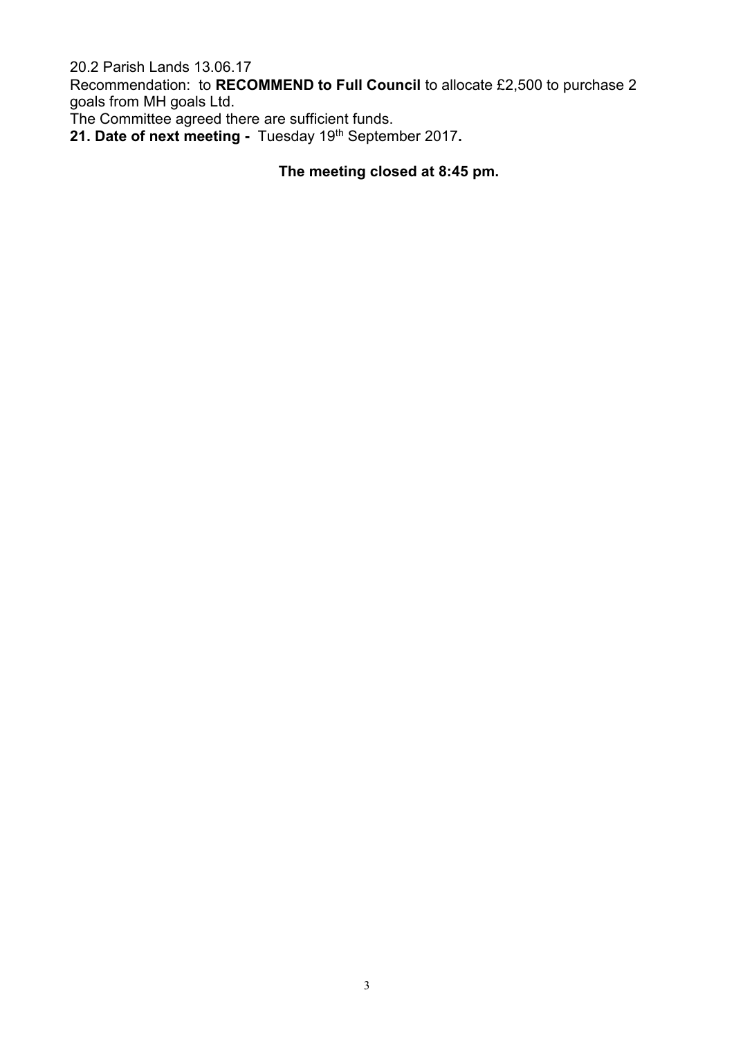20.2 Parish Lands 13.06.17

Recommendation: to **RECOMMEND to Full Council** to allocate £2,500 to purchase 2 goals from MH goals Ltd.

The Committee agreed there are sufficient funds.

**21. Date of next meeting -** Tuesday 19th September 2017**.**

**The meeting closed at 8:45 pm.**